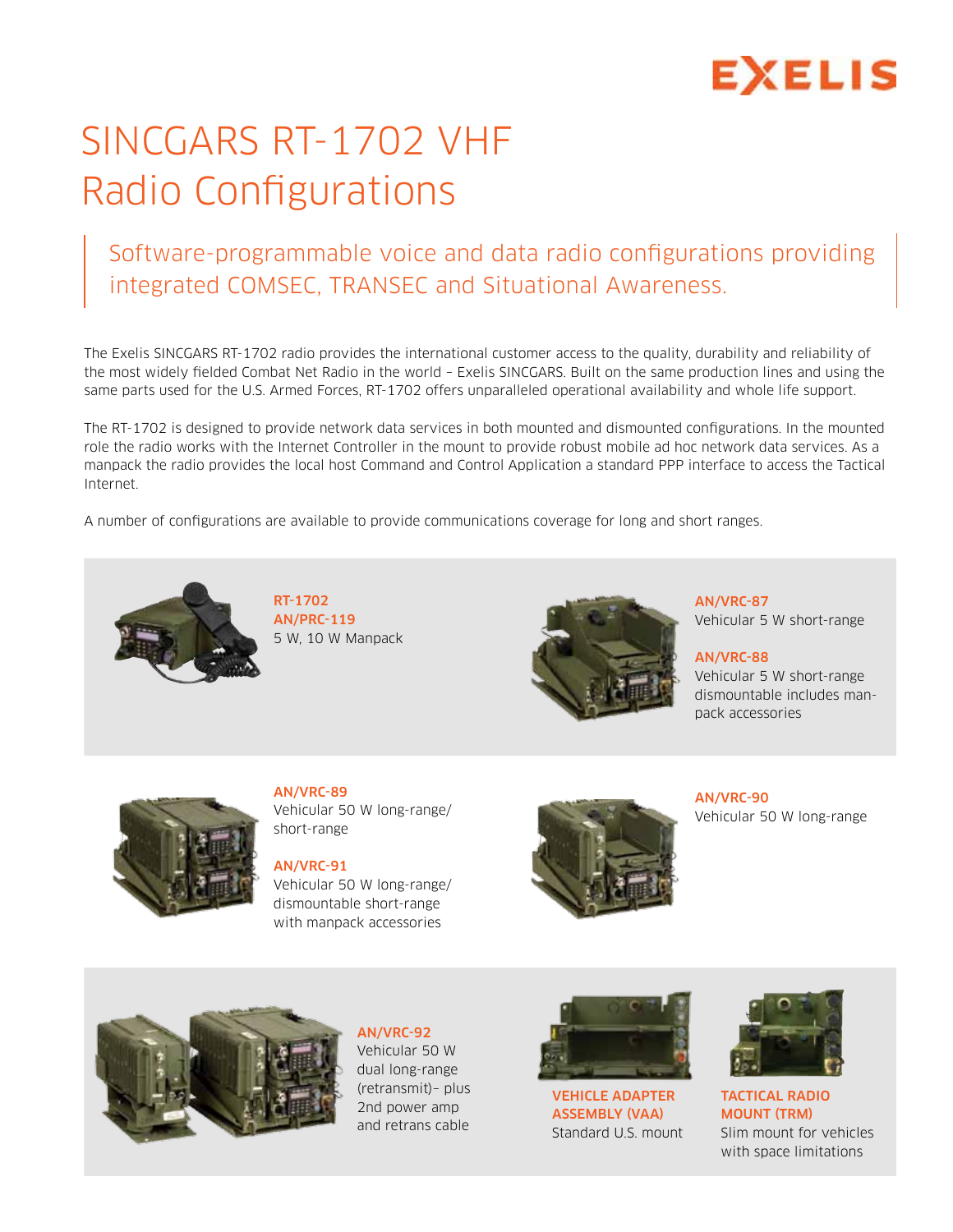EXELIS

# SINCGARS RT-1702 VHF Radio Configurations

## Software-programmable voice and data radio configurations providing integrated COMSEC, TRANSEC and Situational Awareness.

The Exelis SINCGARS RT-1702 radio provides the international customer access to the quality, durability and reliability of the most widely fielded Combat Net Radio in the world – Exelis SINCGARS. Built on the same production lines and using the same parts used for the U.S. Armed Forces, RT-1702 offers unparalleled operational availability and whole life support.

The RT-1702 is designed to provide network data services in both mounted and dismounted configurations. In the mounted role the radio works with the Internet Controller in the mount to provide robust mobile ad hoc network data services. As a manpack the radio provides the local host Command and Control Application a standard PPP interface to access the Tactical Internet.

A number of configurations are available to provide communications coverage for long and short ranges.

**RT-1702**
**AN/PRC-119**
5 W, 10 W Manpack

**AN/VRC-87**
Vehicular 5 W short-range

**AN/VRC-88**
Vehicular 5 W short-range dismountable includes manpack accessories

**AN/VRC-89**
Vehicular 50 W long-range/short-range

**AN/VRC-91**
Vehicular 50 W long-range/dismountable short-range with manpack accessories

**AN/VRC-90**
Vehicular 50 W long-range

**AN/VRC-92**
Vehicular 50 W dual long-range (retransmit)– plus 2nd power amp and retrans cable

**VEHICLE ADAPTER ASSEMBLY (VAA)**
Standard U.S. mount

**TACTICAL RADIO MOUNT (TRM)**
Slim mount for vehicles with space limitations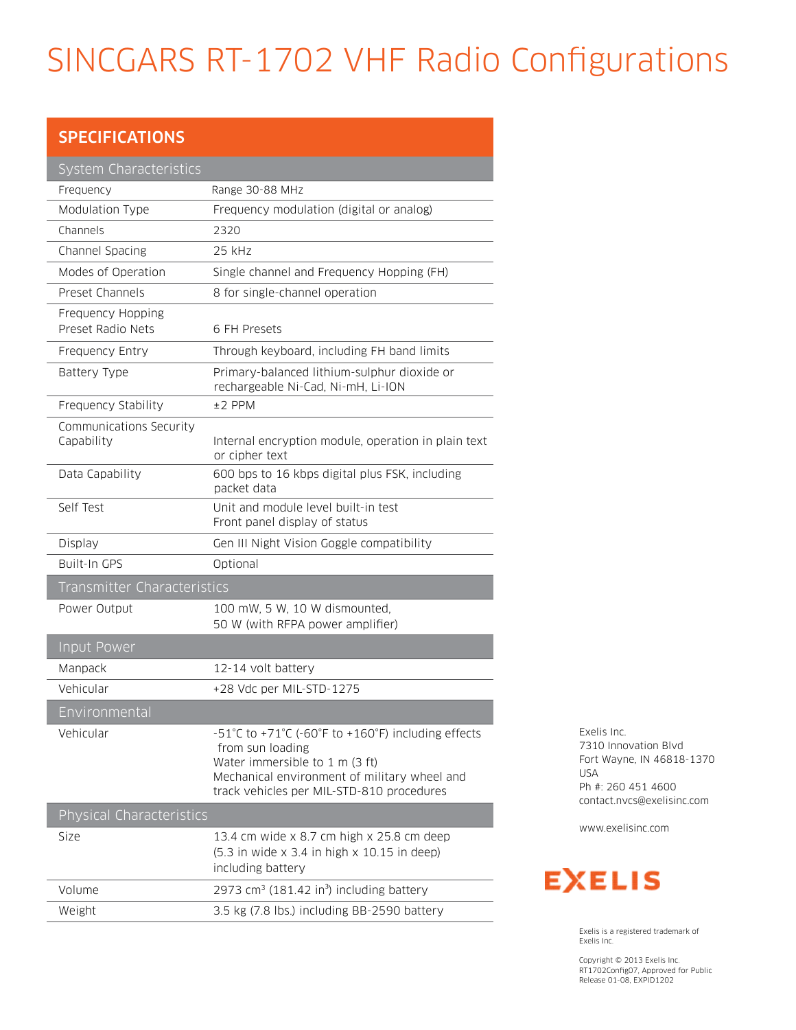# SINCGARS RT-1702 VHF Radio Configurations

## SPECIFICATIONS

| | |
|---|---|
| **System Characteristics** | |
| Frequency | Range 30-88 MHz |
| Modulation Type | Frequency modulation (digital or analog) |
| Channels | 2320 |
| Channel Spacing | 25 kHz |
| Modes of Operation | Single channel and Frequency Hopping (FH) |
| Preset Channels | 8 for single-channel operation |
| Frequency Hopping Preset Radio Nets | 6 FH Presets |
| Frequency Entry | Through keyboard, including FH band limits |
| Battery Type | Primary-balanced lithium-sulphur dioxide or rechargeable Ni-Cad, Ni-mH, Li-ION |
| Frequency Stability | ±2 PPM |
| Communications Security Capability | Internal encryption module, operation in plain text or cipher text |
| Data Capability | 600 bps to 16 kbps digital plus FSK, including packet data |
| Self Test | Unit and module level built-in test<br>Front panel display of status |
| Display | Gen III Night Vision Goggle compatibility |
| Built-In GPS | Optional |
| **Transmitter Characteristics** | |
| Power Output | 100 mW, 5 W, 10 W dismounted,<br>50 W (with RFPA power amplifier) |
| **Input Power** | |
| Manpack | 12-14 volt battery |
| Vehicular | +28 Vdc per MIL-STD-1275 |
| **Environmental** | |
| Vehicular | -51°C to +71°C (-60°F to +160°F) including effects from sun loading<br>Water immersible to 1 m (3 ft)<br>Mechanical environment of military wheel and track vehicles per MIL-STD-810 procedures |
| **Physical Characteristics** | |
| Size | 13.4 cm wide x 8.7 cm high x 25.8 cm deep<br>(5.3 in wide x 3.4 in high x 10.15 in deep)<br>including battery |
| Volume | 2973 $cm^3$ (181.42 $in^3$) including battery |
| Weight | 3.5 kg (7.8 lbs.) including BB-2590 battery |

Exelis Inc.
7310 Innovation Blvd
Fort Wayne, IN 46818-1370
USA
Ph #: 260 451 4600
contact.nvcs@exelisinc.com

www.exelisinc.com

EXELIS

Exelis is a registered trademark of Exelis Inc.

Copyright © 2013 Exelis Inc.
RT1702Config07, Approved for Public Release 01-08, EXPID1202